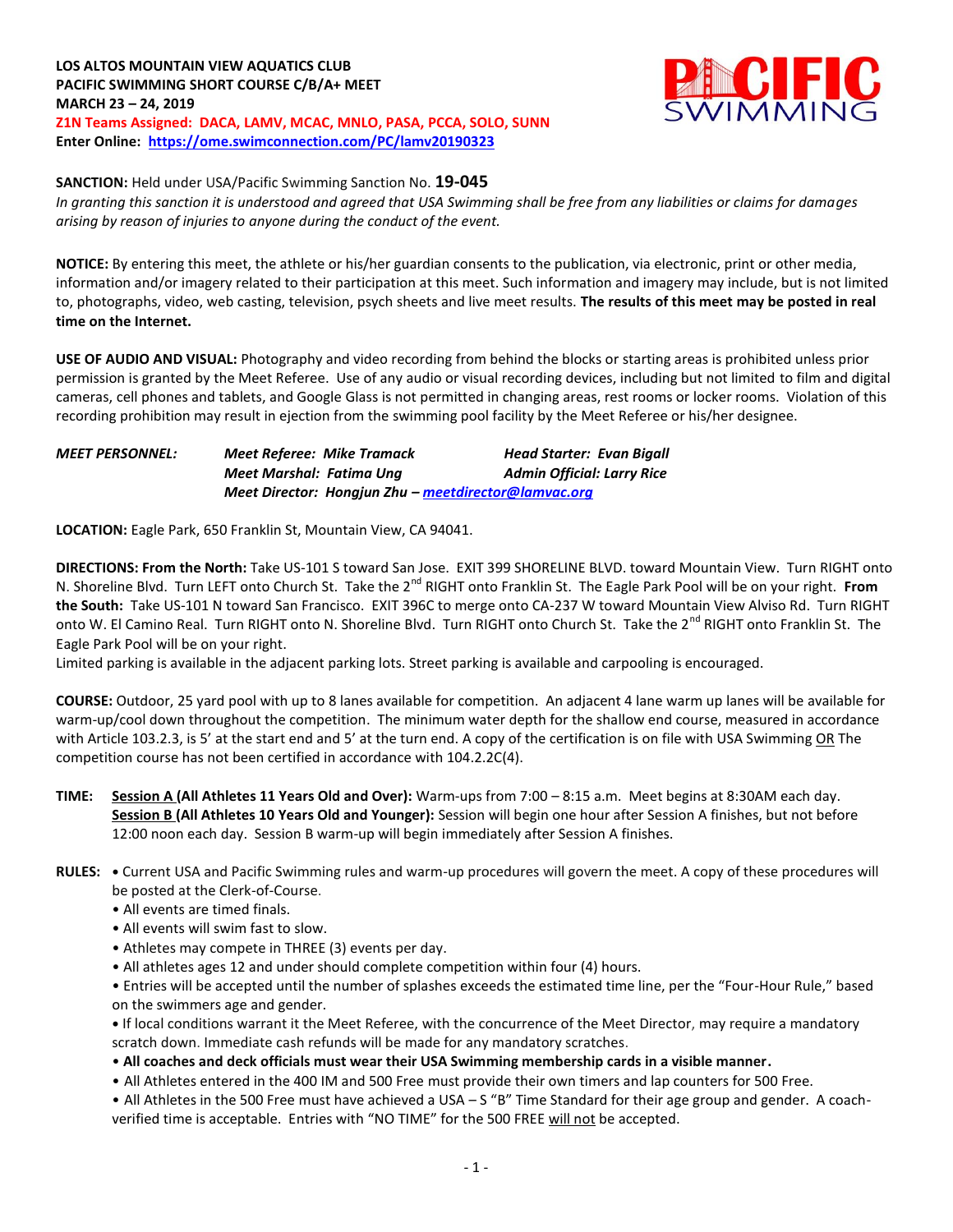**LOS ALTOS MOUNTAIN VIEW AQUATICS CLUB**
**PACIFIC SWIMMING SHORT COURSE C/B/A+ MEET**
**MARCH 23 – 24, 2019**
**Z1N Teams Assigned: DACA, LAMV, MCAC, MNLO, PASA, PCCA, SOLO, SUNN**
**Enter Online: https://ome.swimconnection.com/PC/lamv20190323**

**SANCTION:** Held under USA/Pacific Swimming Sanction No. **19-045**
*In granting this sanction it is understood and agreed that USA Swimming shall be free from any liabilities or claims for damages arising by reason of injuries to anyone during the conduct of the event.*

**NOTICE:** By entering this meet, the athlete or his/her guardian consents to the publication, via electronic, print or other media, information and/or imagery related to their participation at this meet. Such information and imagery may include, but is not limited to, photographs, video, web casting, television, psych sheets and live meet results. **The results of this meet may be posted in real time on the Internet.**

**USE OF AUDIO AND VISUAL:** Photography and video recording from behind the blocks or starting areas is prohibited unless prior permission is granted by the Meet Referee. Use of any audio or visual recording devices, including but not limited to film and digital cameras, cell phones and tablets, and Google Glass is not permitted in changing areas, rest rooms or locker rooms. Violation of this recording prohibition may result in ejection from the swimming pool facility by the Meet Referee or his/her designee.

***MEET PERSONNEL:***

| | |
|---|---|
| *Meet Referee: Mike Tramack* | *Head Starter: Evan Bigall* |
| *Meet Marshal: Fatima Ung* | *Admin Official: Larry Rice* |
| *Meet Director: Hongjun Zhu – meetdirector@lamvac.org* | |

**LOCATION:** Eagle Park, 650 Franklin St, Mountain View, CA 94041.

**DIRECTIONS: From the North:** Take US-101 S toward San Jose. EXIT 399 SHORELINE BLVD. toward Mountain View. Turn RIGHT onto N. Shoreline Blvd. Turn LEFT onto Church St. Take the 2nd RIGHT onto Franklin St. The Eagle Park Pool will be on your right. **From the South:** Take US-101 N toward San Francisco. EXIT 396C to merge onto CA-237 W toward Mountain View Alviso Rd. Turn RIGHT onto W. El Camino Real. Turn RIGHT onto N. Shoreline Blvd. Turn RIGHT onto Church St. Take the 2nd RIGHT onto Franklin St. The Eagle Park Pool will be on your right.
Limited parking is available in the adjacent parking lots. Street parking is available and carpooling is encouraged.

**COURSE:** Outdoor, 25 yard pool with up to 8 lanes available for competition. An adjacent 4 lane warm up lanes will be available for warm-up/cool down throughout the competition. The minimum water depth for the shallow end course, measured in accordance with Article 103.2.3, is 5' at the start end and 5' at the turn end. A copy of the certification is on file with USA Swimming OR The competition course has not been certified in accordance with 104.2.2C(4).

**TIME:** Session A (All Athletes 11 Years Old and Over): Warm-ups from 7:00 – 8:15 a.m. Meet begins at 8:30AM each day.
Session B (All Athletes 10 Years Old and Younger): Session will begin one hour after Session A finishes, but not before 12:00 noon each day. Session B warm-up will begin immediately after Session A finishes.

**RULES:**

- Current USA and Pacific Swimming rules and warm-up procedures will govern the meet. A copy of these procedures will be posted at the Clerk-of-Course.
- All events are timed finals.
- All events will swim fast to slow.
- Athletes may compete in THREE (3) events per day.
- All athletes ages 12 and under should complete competition within four (4) hours.
- Entries will be accepted until the number of splashes exceeds the estimated time line, per the "Four-Hour Rule," based on the swimmers age and gender.
- If local conditions warrant it the Meet Referee, with the concurrence of the Meet Director, may require a mandatory scratch down. Immediate cash refunds will be made for any mandatory scratches.
- **All coaches and deck officials must wear their USA Swimming membership cards in a visible manner.**
- All Athletes entered in the 400 IM and 500 Free must provide their own timers and lap counters for 500 Free.
- All Athletes in the 500 Free must have achieved a USA – S "B" Time Standard for their age group and gender. A coach-verified time is acceptable. Entries with "NO TIME" for the 500 FREE will not be accepted.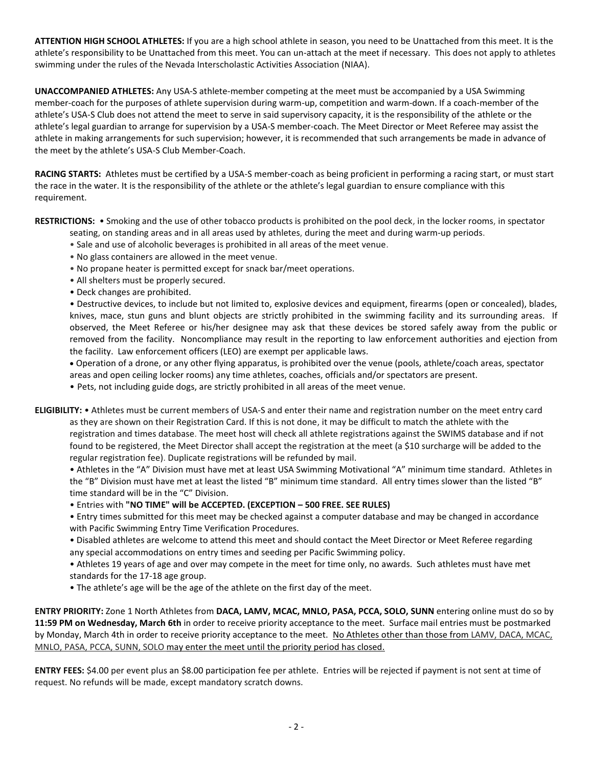**ATTENTION HIGH SCHOOL ATHLETES:** If you are a high school athlete in season, you need to be Unattached from this meet. It is the athlete's responsibility to be Unattached from this meet. You can un-attach at the meet if necessary. This does not apply to athletes swimming under the rules of the Nevada Interscholastic Activities Association (NIAA).

**UNACCOMPANIED ATHLETES:** Any USA-S athlete-member competing at the meet must be accompanied by a USA Swimming member-coach for the purposes of athlete supervision during warm-up, competition and warm-down. If a coach-member of the athlete's USA-S Club does not attend the meet to serve in said supervisory capacity, it is the responsibility of the athlete or the athlete's legal guardian to arrange for supervision by a USA-S member-coach. The Meet Director or Meet Referee may assist the athlete in making arrangements for such supervision; however, it is recommended that such arrangements be made in advance of the meet by the athlete's USA-S Club Member-Coach.

**RACING STARTS:** Athletes must be certified by a USA-S member-coach as being proficient in performing a racing start, or must start the race in the water. It is the responsibility of the athlete or the athlete's legal guardian to ensure compliance with this requirement.

**RESTRICTIONS:**
- Smoking and the use of other tobacco products is prohibited on the pool deck, in the locker rooms, in spectator seating, on standing areas and in all areas used by athletes, during the meet and during warm-up periods.
- Sale and use of alcoholic beverages is prohibited in all areas of the meet venue.
- No glass containers are allowed in the meet venue.
- No propane heater is permitted except for snack bar/meet operations.
- All shelters must be properly secured.
- Deck changes are prohibited.
- Destructive devices, to include but not limited to, explosive devices and equipment, firearms (open or concealed), blades, knives, mace, stun guns and blunt objects are strictly prohibited in the swimming facility and its surrounding areas. If observed, the Meet Referee or his/her designee may ask that these devices be stored safely away from the public or removed from the facility. Noncompliance may result in the reporting to law enforcement authorities and ejection from the facility. Law enforcement officers (LEO) are exempt per applicable laws.
- Operation of a drone, or any other flying apparatus, is prohibited over the venue (pools, athlete/coach areas, spectator areas and open ceiling locker rooms) any time athletes, coaches, officials and/or spectators are present.
- Pets, not including guide dogs, are strictly prohibited in all areas of the meet venue.

**ELIGIBILITY:**
- Athletes must be current members of USA-S and enter their name and registration number on the meet entry card as they are shown on their Registration Card. If this is not done, it may be difficult to match the athlete with the registration and times database. The meet host will check all athlete registrations against the SWIMS database and if not found to be registered, the Meet Director shall accept the registration at the meet (a $10 surcharge will be added to the regular registration fee). Duplicate registrations will be refunded by mail.
- Athletes in the "A" Division must have met at least USA Swimming Motivational "A" minimum time standard. Athletes in the "B" Division must have met at least the listed "B" minimum time standard. All entry times slower than the listed "B" time standard will be in the "C" Division.
- Entries with **"NO TIME" will be ACCEPTED. (EXCEPTION – 500 FREE. SEE RULES)**
- Entry times submitted for this meet may be checked against a computer database and may be changed in accordance with Pacific Swimming Entry Time Verification Procedures.
- Disabled athletes are welcome to attend this meet and should contact the Meet Director or Meet Referee regarding any special accommodations on entry times and seeding per Pacific Swimming policy.
- Athletes 19 years of age and over may compete in the meet for time only, no awards. Such athletes must have met standards for the 17-18 age group.
- The athlete's age will be the age of the athlete on the first day of the meet.

**ENTRY PRIORITY:** Zone 1 North Athletes from **DACA, LAMV, MCAC, MNLO, PASA, PCCA, SOLO, SUNN** entering online must do so by **11:59 PM on Wednesday, March 6th** in order to receive priority acceptance to the meet. Surface mail entries must be postmarked by Monday, March 4th in order to receive priority acceptance to the meet. No Athletes other than those from LAMV, DACA, MCAC, MNLO, PASA, PCCA, SUNN, SOLO may enter the meet until the priority period has closed.

**ENTRY FEES:** $4.00 per event plus an $8.00 participation fee per athlete. Entries will be rejected if payment is not sent at time of request. No refunds will be made, except mandatory scratch downs.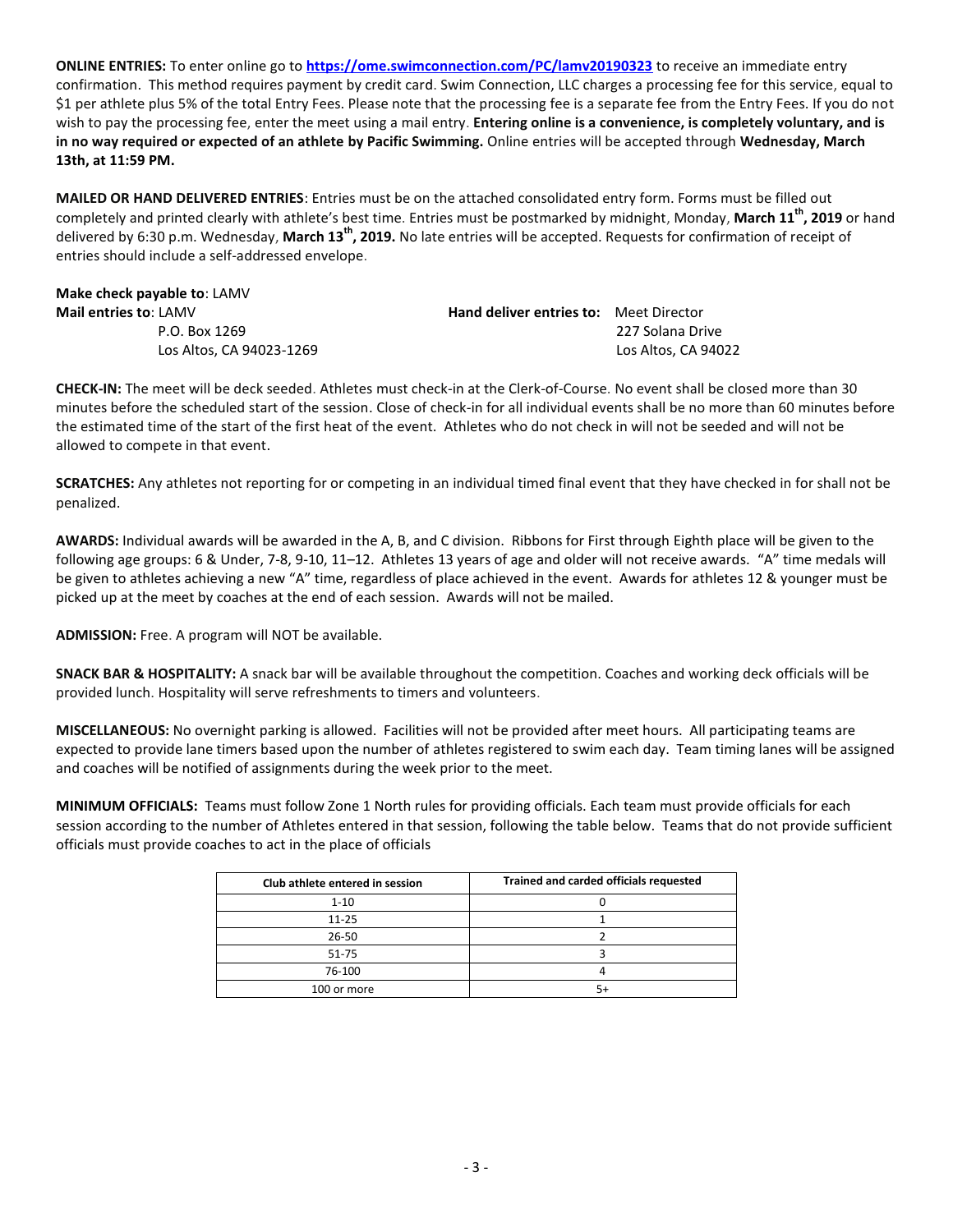**ONLINE ENTRIES:** To enter online go to **https://ome.swimconnection.com/PC/lamv20190323** to receive an immediate entry confirmation. This method requires payment by credit card. Swim Connection, LLC charges a processing fee for this service, equal to $1 per athlete plus 5% of the total Entry Fees. Please note that the processing fee is a separate fee from the Entry Fees. If you do not wish to pay the processing fee, enter the meet using a mail entry. **Entering online is a convenience, is completely voluntary, and is in no way required or expected of an athlete by Pacific Swimming.** Online entries will be accepted through **Wednesday, March 13th, at 11:59 PM.**

**MAILED OR HAND DELIVERED ENTRIES**: Entries must be on the attached consolidated entry form. Forms must be filled out completely and printed clearly with athlete's best time. Entries must be postmarked by midnight, Monday, **March 11th, 2019** or hand delivered by 6:30 p.m. Wednesday, **March 13th, 2019.** No late entries will be accepted. Requests for confirmation of receipt of entries should include a self-addressed envelope.

**Make check payable to**: LAMV

**Mail entries to**: LAMV
P.O. Box 1269
Los Altos, CA 94023-1269

**Hand deliver entries to:** Meet Director
227 Solana Drive
Los Altos, CA 94022

**CHECK-IN:** The meet will be deck seeded. Athletes must check-in at the Clerk-of-Course. No event shall be closed more than 30 minutes before the scheduled start of the session. Close of check-in for all individual events shall be no more than 60 minutes before the estimated time of the start of the first heat of the event. Athletes who do not check in will not be seeded and will not be allowed to compete in that event.

**SCRATCHES:** Any athletes not reporting for or competing in an individual timed final event that they have checked in for shall not be penalized.

**AWARDS:** Individual awards will be awarded in the A, B, and C division. Ribbons for First through Eighth place will be given to the following age groups: 6 & Under, 7-8, 9-10, 11–12. Athletes 13 years of age and older will not receive awards. "A" time medals will be given to athletes achieving a new "A" time, regardless of place achieved in the event. Awards for athletes 12 & younger must be picked up at the meet by coaches at the end of each session. Awards will not be mailed.

**ADMISSION:** Free. A program will NOT be available.

**SNACK BAR & HOSPITALITY:** A snack bar will be available throughout the competition. Coaches and working deck officials will be provided lunch. Hospitality will serve refreshments to timers and volunteers.

**MISCELLANEOUS:** No overnight parking is allowed. Facilities will not be provided after meet hours. All participating teams are expected to provide lane timers based upon the number of athletes registered to swim each day. Team timing lanes will be assigned and coaches will be notified of assignments during the week prior to the meet.

**MINIMUM OFFICIALS:** Teams must follow Zone 1 North rules for providing officials. Each team must provide officials for each session according to the number of Athletes entered in that session, following the table below. Teams that do not provide sufficient officials must provide coaches to act in the place of officials

| Club athlete entered in session | Trained and carded officials requested |
|---|---|
| 1-10 | 0 |
| 11-25 | 1 |
| 26-50 | 2 |
| 51-75 | 3 |
| 76-100 | 4 |
| 100 or more | 5+ |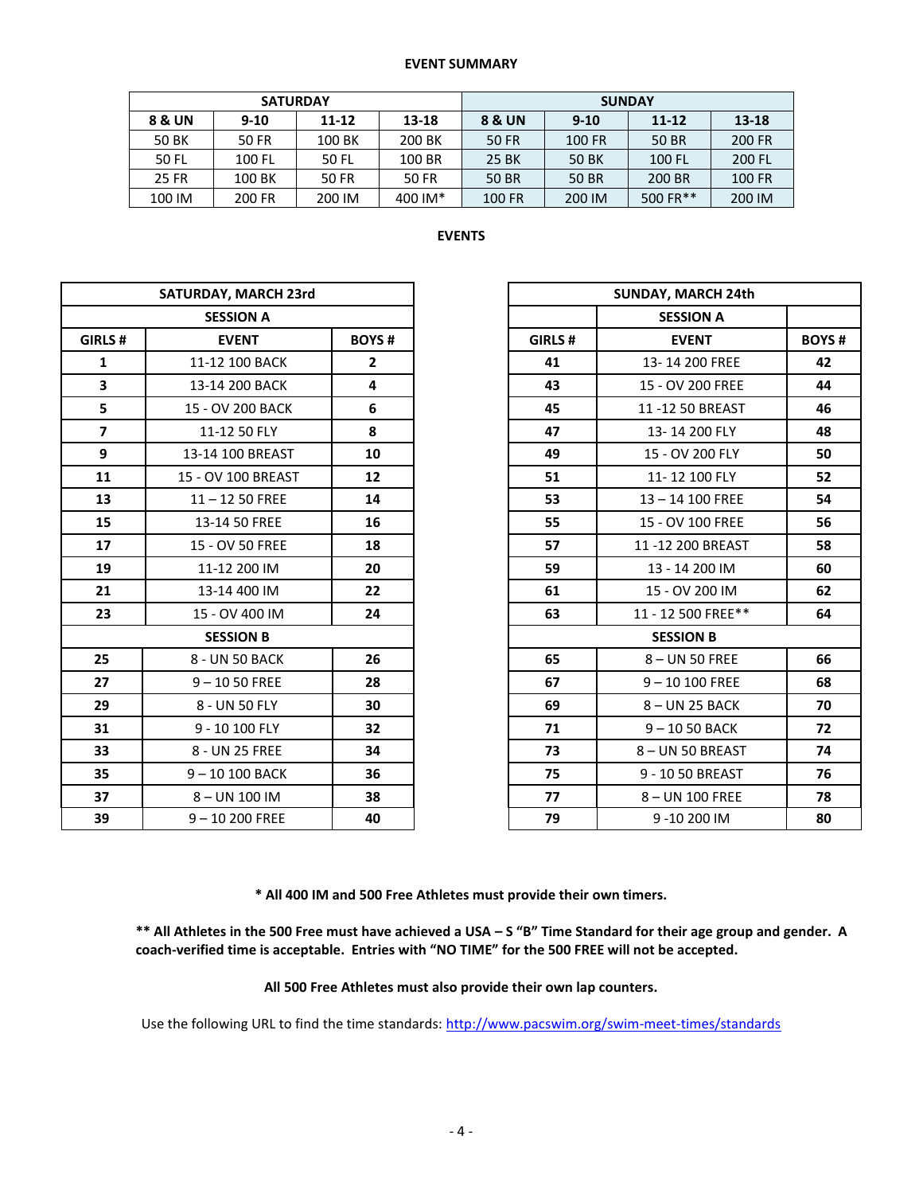**EVENT SUMMARY**

| SATURDAY | | | | SUNDAY | | | |
|---|---|---|---|---|---|---|---|
| **8 & UN** | **9-10** | **11-12** | **13-18** | **8 & UN** | **9-10** | **11-12** | **13-18** |
| 50 BK | 50 FR | 100 BK | 200 BK | 50 FR | 100 FR | 50 BR | 200 FR |
| 50 FL | 100 FL | 50 FL | 100 BR | 25 BK | 50 BK | 100 FL | 200 FL |
| 25 FR | 100 BK | 50 FR | 50 FR | 50 BR | 50 BR | 200 BR | 100 FR |
| 100 IM | 200 FR | 200 IM | 400 IM* | 100 FR | 200 IM | 500 FR** | 200 IM |

**EVENTS**

| SATURDAY, MARCH 23rd | | |
|---|---|---|
| **SESSION A** | | |
| **GIRLS #** | **EVENT** | **BOYS #** |
| **1** | 11-12 100 BACK | **2** |
| **3** | 13-14 200 BACK | **4** |
| **5** | 15 - OV 200 BACK | **6** |
| **7** | 11-12 50 FLY | **8** |
| **9** | 13-14 100 BREAST | **10** |
| **11** | 15 - OV 100 BREAST | **12** |
| **13** | 11 – 12 50 FREE | **14** |
| **15** | 13-14 50 FREE | **16** |
| **17** | 15 - OV 50 FREE | **18** |
| **19** | 11-12 200 IM | **20** |
| **21** | 13-14 400 IM | **22** |
| **23** | 15 - OV 400 IM | **24** |
| **SESSION B** | | |
| **25** | 8 - UN 50 BACK | **26** |
| **27** | 9 – 10 50 FREE | **28** |
| **29** | 8 - UN 50 FLY | **30** |
| **31** | 9 - 10 100 FLY | **32** |
| **33** | 8 - UN 25 FREE | **34** |
| **35** | 9 – 10 100 BACK | **36** |
| **37** | 8 – UN 100 IM | **38** |
| **39** | 9 – 10 200 FREE | **40** |

| SUNDAY, MARCH 24th | | |
|---|---|---|
| | **SESSION A** | |
| **GIRLS #** | **EVENT** | **BOYS #** |
| **41** | 13- 14 200 FREE | **42** |
| **43** | 15 - OV 200 FREE | **44** |
| **45** | 11 -12 50 BREAST | **46** |
| **47** | 13- 14 200 FLY | **48** |
| **49** | 15 - OV 200 FLY | **50** |
| **51** | 11- 12 100 FLY | **52** |
| **53** | 13 – 14 100 FREE | **54** |
| **55** | 15 - OV 100 FREE | **56** |
| **57** | 11 -12 200 BREAST | **58** |
| **59** | 13 - 14 200 IM | **60** |
| **61** | 15 - OV 200 IM | **62** |
| **63** | 11 - 12 500 FREE** | **64** |
| **SESSION B** | | |
| **65** | 8 – UN 50 FREE | **66** |
| **67** | 9 – 10 100 FREE | **68** |
| **69** | 8 – UN 25 BACK | **70** |
| **71** | 9 – 10 50 BACK | **72** |
| **73** | 8 – UN 50 BREAST | **74** |
| **75** | 9 - 10 50 BREAST | **76** |
| **77** | 8 – UN 100 FREE | **78** |
| **79** | 9 -10 200 IM | **80** |

**\* All 400 IM and 500 Free Athletes must provide their own timers.**

**\*\* All Athletes in the 500 Free must have achieved a USA – S "B" Time Standard for their age group and gender. A coach-verified time is acceptable. Entries with "NO TIME" for the 500 FREE will not be accepted.**

**All 500 Free Athletes must also provide their own lap counters.**

Use the following URL to find the time standards: http://www.pacswim.org/swim-meet-times/standards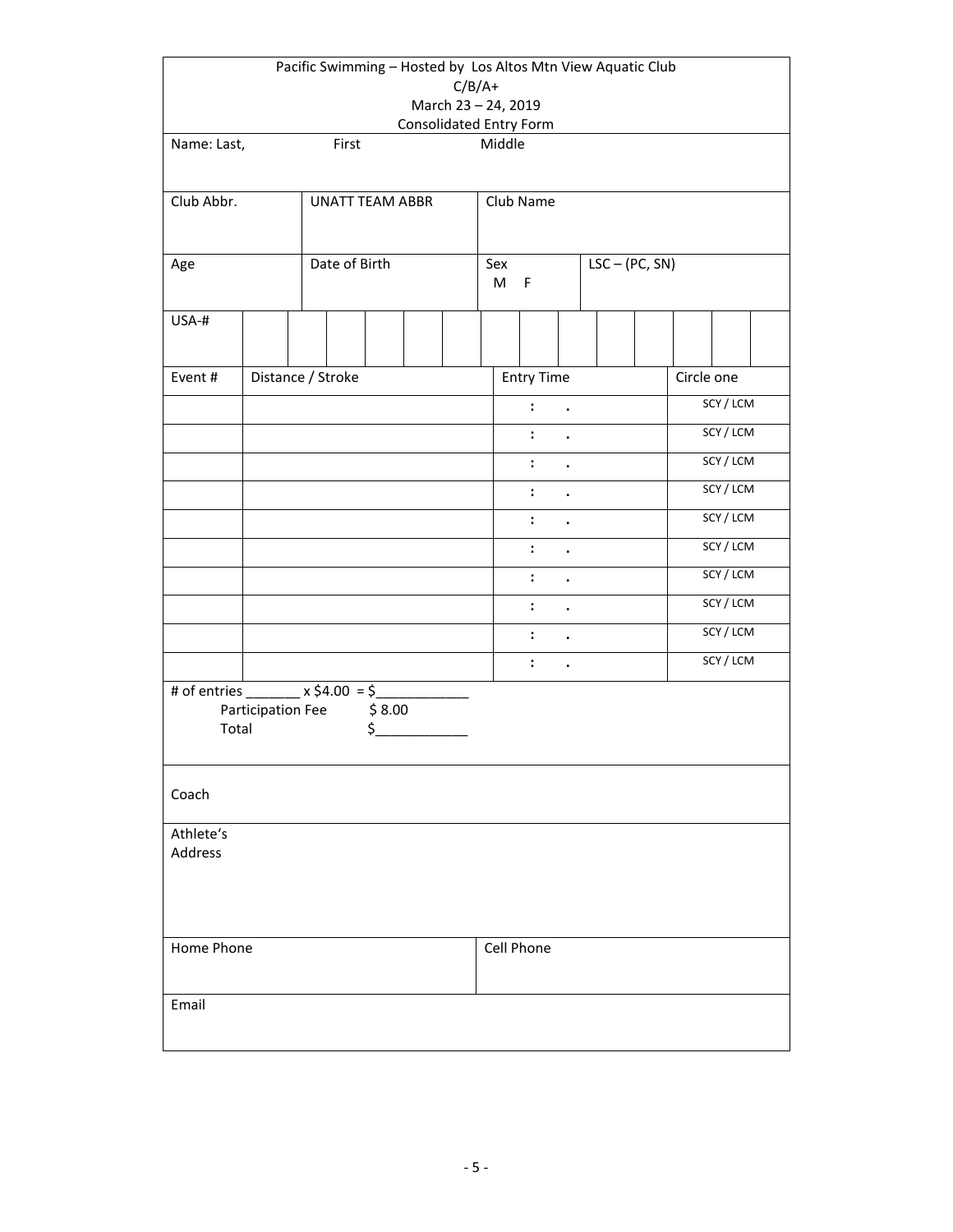Pacific Swimming – Hosted by Los Altos Mtn View Aquatic Club

C/B/A+

March 23 – 24, 2019

Consolidated Entry Form

| | | | | |
|---|---|---|---|---|
| Name: Last, | | First | Middle | |
| Club Abbr. | UNATT TEAM ABBR | | Club Name | |
| Age | Date of Birth | | Sex M F | LSC – (PC, SN) |

| | | | | | | | | | | | | | | |
|---|---|---|---|---|---|---|---|---|---|---|---|---|---|---|
| USA-# | | | | | | | | | | | | | | |

| Event # | Distance / Stroke | Entry Time | Circle one |
|---|---|---|---|
| | | : . | SCY / LCM |
| | | : . | SCY / LCM |
| | | : . | SCY / LCM |
| | | : . | SCY / LCM |
| | | : . | SCY / LCM |
| | | : . | SCY / LCM |
| | | : . | SCY / LCM |
| | | : . | SCY / LCM |
| | | : . | SCY / LCM |
| | | : . | SCY / LCM |

# of entries _______ x $4.00 = $____________

Participation Fee $ 8.00

Total $____________

| | |
|---|---|
| Coach | |
| Athlete's Address | |
| Home Phone | Cell Phone |
| Email | |